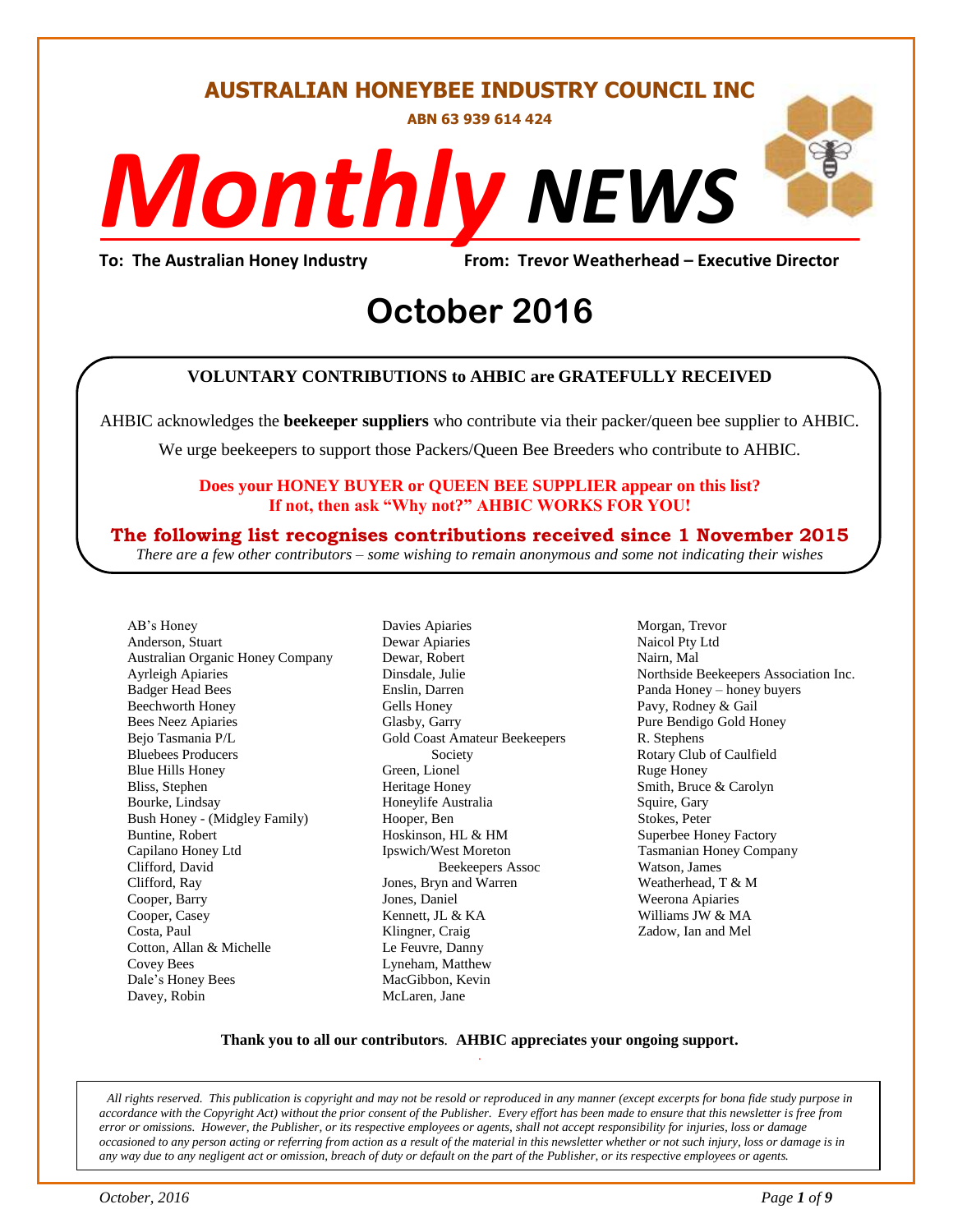**AUSTRALIAN HONEYBEE INDUSTRY COUNCIL INC**

**ABN 63 939 614 424**

# *Monthly* NEWS

**To: The Australian Honey Industry** **From: Trevor Weatherhead – Executive Director**

# October 2016

**VOLUNTARY CONTRIBUTIONS to AHBIC are GRATEFULLY RECEIVED**

AHBIC acknowledges the **beekeeper suppliers** who contribute via their packer/queen bee supplier to AHBIC.

We urge beekeepers to support those Packers/Queen Bee Breeders who contribute to AHBIC.

**Does your HONEY BUYER or QUEEN BEE SUPPLIER appear on this list?**
**If not, then ask "Why not?" AHBIC WORKS FOR YOU!**

**The following list recognises contributions received since 1 November 2015**

*There are a few other contributors – some wishing to remain anonymous and some not indicating their wishes*

AB's Honey
Anderson, Stuart
Australian Organic Honey Company
Ayrleigh Apiaries
Badger Head Bees
Beechworth Honey
Bees Neez Apiaries
Bejo Tasmania P/L
Bluebees Producers
Blue Hills Honey
Bliss, Stephen
Bourke, Lindsay
Bush Honey - (Midgley Family)
Buntine, Robert
Capilano Honey Ltd
Clifford, David
Clifford, Ray
Cooper, Barry
Cooper, Casey
Costa, Paul
Cotton, Allan & Michelle
Covey Bees
Dale's Honey Bees
Davey, Robin
Davies Apiaries
Dewar Apiaries
Dewar, Robert
Dinsdale, Julie
Enslin, Darren
Gells Honey
Glasby, Garry
Gold Coast Amateur Beekeepers Society
Green, Lionel
Heritage Honey
Honeylife Australia
Hooper, Ben
Hoskinson, HL & HM
Ipswich/West Moreton Beekeepers Assoc
Jones, Bryn and Warren
Jones, Daniel
Kennett, JL & KA
Klingner, Craig
Le Feuvre, Danny
Lyneham, Matthew
MacGibbon, Kevin
McLaren, Jane
Morgan, Trevor
Naicol Pty Ltd
Nairn, Mal
Northside Beekeepers Association Inc.
Panda Honey – honey buyers
Pavy, Rodney & Gail
Pure Bendigo Gold Honey
R. Stephens
Rotary Club of Caulfield
Ruge Honey
Smith, Bruce & Carolyn
Squire, Gary
Stokes, Peter
Superbee Honey Factory
Tasmanian Honey Company
Watson, James
Weatherhead, T & M
Weerona Apiaries
Williams JW & MA
Zadow, Ian and Mel

**Thank you to all our contributors**. **AHBIC appreciates your ongoing support.**

*All rights reserved. This publication is copyright and may not be resold or reproduced in any manner (except excerpts for bona fide study purpose in accordance with the Copyright Act) without the prior consent of the Publisher. Every effort has been made to ensure that this newsletter is free from error or omissions. However, the Publisher, or its respective employees or agents, shall not accept responsibility for injuries, loss or damage occasioned to any person acting or referring from action as a result of the material in this newsletter whether or not such injury, loss or damage is in any way due to any negligent act or omission, breach of duty or default on the part of the Publisher, or its respective employees or agents.*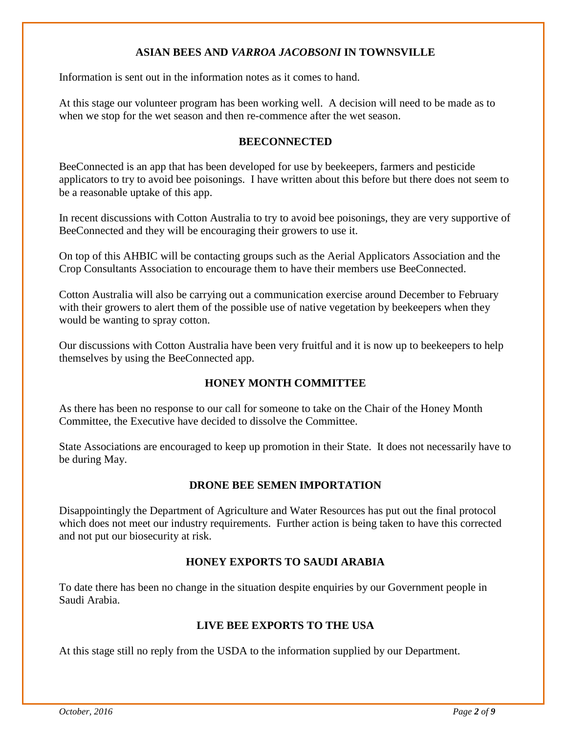## ASIAN BEES AND *VARROA JACOBSONI* IN TOWNSVILLE

Information is sent out in the information notes as it comes to hand.

At this stage our volunteer program has been working well. A decision will need to be made as to when we stop for the wet season and then re-commence after the wet season.

## BEECONNECTED

BeeConnected is an app that has been developed for use by beekeepers, farmers and pesticide applicators to try to avoid bee poisonings. I have written about this before but there does not seem to be a reasonable uptake of this app.

In recent discussions with Cotton Australia to try to avoid bee poisonings, they are very supportive of BeeConnected and they will be encouraging their growers to use it.

On top of this AHBIC will be contacting groups such as the Aerial Applicators Association and the Crop Consultants Association to encourage them to have their members use BeeConnected.

Cotton Australia will also be carrying out a communication exercise around December to February with their growers to alert them of the possible use of native vegetation by beekeepers when they would be wanting to spray cotton.

Our discussions with Cotton Australia have been very fruitful and it is now up to beekeepers to help themselves by using the BeeConnected app.

## HONEY MONTH COMMITTEE

As there has been no response to our call for someone to take on the Chair of the Honey Month Committee, the Executive have decided to dissolve the Committee.

State Associations are encouraged to keep up promotion in their State. It does not necessarily have to be during May.

## DRONE BEE SEMEN IMPORTATION

Disappointingly the Department of Agriculture and Water Resources has put out the final protocol which does not meet our industry requirements. Further action is being taken to have this corrected and not put our biosecurity at risk.

## HONEY EXPORTS TO SAUDI ARABIA

To date there has been no change in the situation despite enquiries by our Government people in Saudi Arabia.

## LIVE BEE EXPORTS TO THE USA

At this stage still no reply from the USDA to the information supplied by our Department.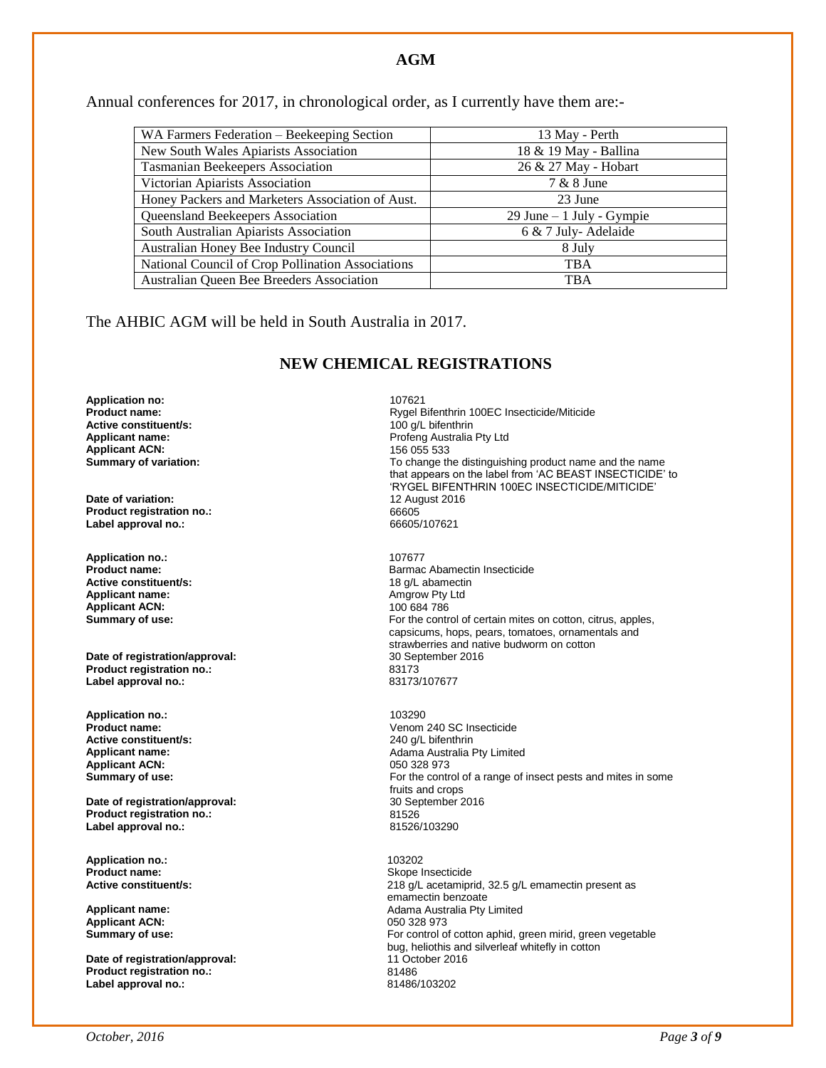## AGM

Annual conferences for 2017, in chronological order, as I currently have them are:-

| WA Farmers Federation – Beekeeping Section | 13 May - Perth |
|---|---|
| New South Wales Apiarists Association | 18 & 19 May - Ballina |
| Tasmanian Beekeepers Association | 26 & 27 May - Hobart |
| Victorian Apiarists Association | 7 & 8 June |
| Honey Packers and Marketers Association of Aust. | 23 June |
| Queensland Beekeepers Association | 29 June – 1 July - Gympie |
| South Australian Apiarists Association | 6 & 7 July- Adelaide |
| Australian Honey Bee Industry Council | 8 July |
| National Council of Crop Pollination Associations | TBA |
| Australian Queen Bee Breeders Association | TBA |

The AHBIC AGM will be held in South Australia in 2017.

## NEW CHEMICAL REGISTRATIONS

**Application no:** 107621
**Product name:** Rygel Bifenthrin 100EC Insecticide/Miticide
**Active constituent/s:** 100 g/L bifenthrin
**Applicant name:** Profeng Australia Pty Ltd
**Applicant ACN:** 156 055 533
**Summary of variation:** To change the distinguishing product name and the name that appears on the label from 'AC BEAST INSECTICIDE' to 'RYGEL BIFENTHRIN 100EC INSECTICIDE/MITICIDE'
**Date of variation:** 12 August 2016
**Product registration no.:** 66605
**Label approval no.:** 66605/107621

**Application no.:** 107677
**Product name:** Barmac Abamectin Insecticide
**Active constituent/s:** 18 g/L abamectin
**Applicant name:** Amgrow Pty Ltd
**Applicant ACN:** 100 684 786
**Summary of use:** For the control of certain mites on cotton, citrus, apples, capsicums, hops, pears, tomatoes, ornamentals and strawberries and native budworm on cotton
**Date of registration/approval:** 30 September 2016
**Product registration no.:** 83173
**Label approval no.:** 83173/107677

**Application no.:** 103290
**Product name:** Venom 240 SC Insecticide
**Active constituent/s:** 240 g/L bifenthrin
**Applicant name:** Adama Australia Pty Limited
**Applicant ACN:** 050 328 973
**Summary of use:** For the control of a range of insect pests and mites in some fruits and crops
**Date of registration/approval:** 30 September 2016
**Product registration no.:** 81526
**Label approval no.:** 81526/103290

**Application no.:** 103202
**Product name:** Skope Insecticide
**Active constituent/s:** 218 g/L acetamiprid, 32.5 g/L emamectin present as emamectin benzoate
**Applicant name:** Adama Australia Pty Limited
**Applicant ACN:** 050 328 973
**Summary of use:** For control of cotton aphid, green mirid, green vegetable bug, heliothis and silverleaf whitefly in cotton
**Date of registration/approval:** 11 October 2016
**Product registration no.:** 81486
**Label approval no.:** 81486/103202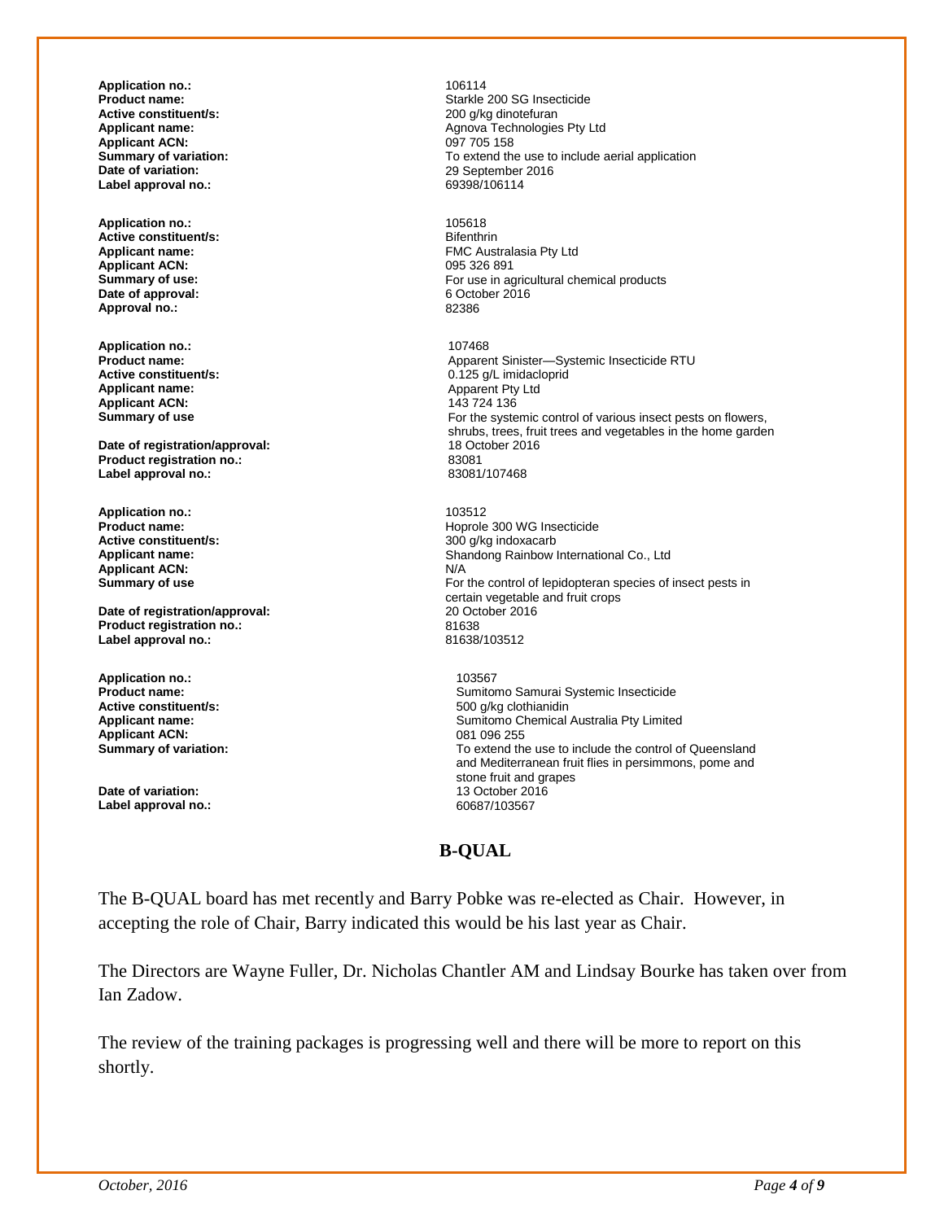**Application no.:** 106114
**Product name:** Starkle 200 SG Insecticide
**Active constituent/s:** 200 g/kg dinotefuran
**Applicant name:** Agnova Technologies Pty Ltd
**Applicant ACN:** 097 705 158
**Summary of variation:** To extend the use to include aerial application
**Date of variation:** 29 September 2016
**Label approval no.:** 69398/106114

**Application no.:** 105618
**Active constituent/s:** Bifenthrin
**Applicant name:** FMC Australasia Pty Ltd
**Applicant ACN:** 095 326 891
**Summary of use:** For use in agricultural chemical products
**Date of approval:** 6 October 2016
**Approval no.:** 82386

**Application no.:** 107468
**Product name:** Apparent Sinister—Systemic Insecticide RTU
**Active constituent/s:** 0.125 g/L imidacloprid
**Applicant name:** Apparent Pty Ltd
**Applicant ACN:** 143 724 136
**Summary of use** For the systemic control of various insect pests on flowers, shrubs, trees, fruit trees and vegetables in the home garden
**Date of registration/approval:** 18 October 2016
**Product registration no.:** 83081
**Label approval no.:** 83081/107468

**Application no.:** 103512
**Product name:** Hoprole 300 WG Insecticide
**Active constituent/s:** 300 g/kg indoxacarb
**Applicant name:** Shandong Rainbow International Co., Ltd
**Applicant ACN:** N/A
**Summary of use** For the control of lepidopteran species of insect pests in certain vegetable and fruit crops
**Date of registration/approval:** 20 October 2016
**Product registration no.:** 81638
**Label approval no.:** 81638/103512

**Application no.:** 103567
**Product name:** Sumitomo Samurai Systemic Insecticide
**Active constituent/s:** 500 g/kg clothianidin
**Applicant name:** Sumitomo Chemical Australia Pty Limited
**Applicant ACN:** 081 096 255
**Summary of variation:** To extend the use to include the control of Queensland and Mediterranean fruit flies in persimmons, pome and stone fruit and grapes
**Date of variation:** 13 October 2016
**Label approval no.:** 60687/103567

## B-QUAL

The B-QUAL board has met recently and Barry Pobke was re-elected as Chair. However, in accepting the role of Chair, Barry indicated this would be his last year as Chair.

The Directors are Wayne Fuller, Dr. Nicholas Chantler AM and Lindsay Bourke has taken over from Ian Zadow.

The review of the training packages is progressing well and there will be more to report on this shortly.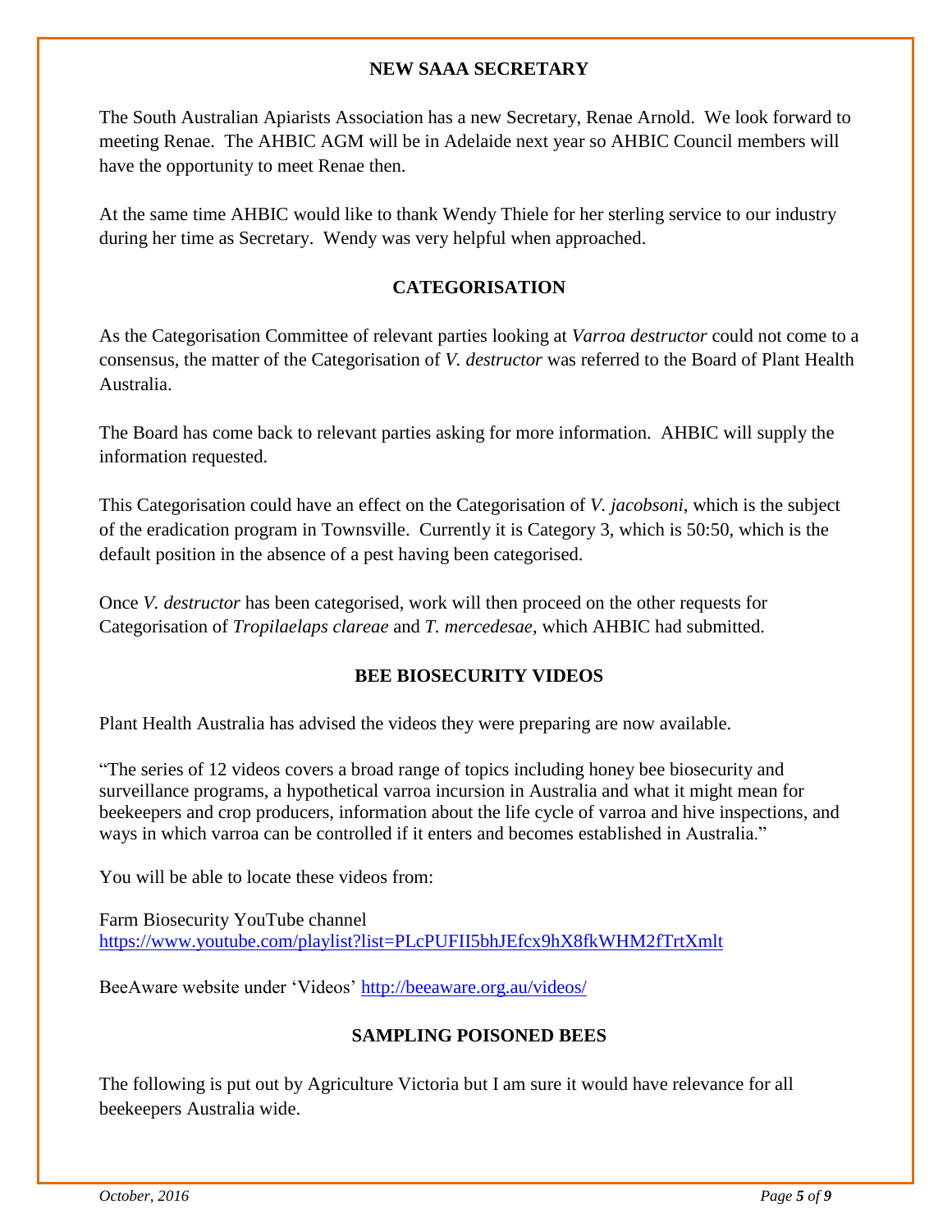## NEW SAAA SECRETARY

The South Australian Apiarists Association has a new Secretary, Renae Arnold. We look forward to meeting Renae. The AHBIC AGM will be in Adelaide next year so AHBIC Council members will have the opportunity to meet Renae then.

At the same time AHBIC would like to thank Wendy Thiele for her sterling service to our industry during her time as Secretary. Wendy was very helpful when approached.

## CATEGORISATION

As the Categorisation Committee of relevant parties looking at *Varroa destructor* could not come to a consensus, the matter of the Categorisation of *V. destructor* was referred to the Board of Plant Health Australia.

The Board has come back to relevant parties asking for more information. AHBIC will supply the information requested.

This Categorisation could have an effect on the Categorisation of *V. jacobsoni*, which is the subject of the eradication program in Townsville. Currently it is Category 3, which is 50:50, which is the default position in the absence of a pest having been categorised.

Once *V. destructor* has been categorised, work will then proceed on the other requests for Categorisation of *Tropilaelaps clareae* and *T. mercedesae*, which AHBIC had submitted.

## BEE BIOSECURITY VIDEOS

Plant Health Australia has advised the videos they were preparing are now available.

"The series of 12 videos covers a broad range of topics including honey bee biosecurity and surveillance programs, a hypothetical varroa incursion in Australia and what it might mean for beekeepers and crop producers, information about the life cycle of varroa and hive inspections, and ways in which varroa can be controlled if it enters and becomes established in Australia."

You will be able to locate these videos from:

Farm Biosecurity YouTube channel
https://www.youtube.com/playlist?list=PLcPUFII5bhJEfcx9hX8fkWHM2fTrtXmlt

BeeAware website under 'Videos' http://beeaware.org.au/videos/

## SAMPLING POISONED BEES

The following is put out by Agriculture Victoria but I am sure it would have relevance for all beekeepers Australia wide.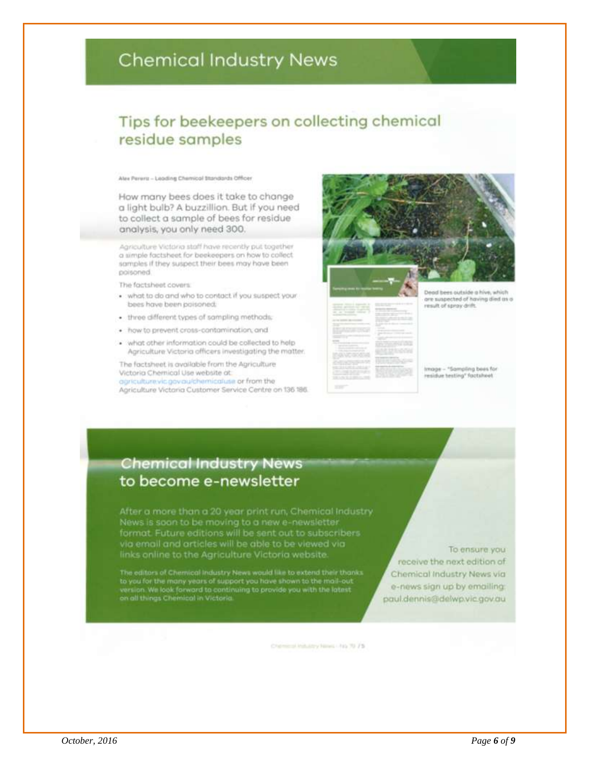# Chemical Industry News

## Tips for beekeepers on collecting chemical residue samples

Alex Perera – Leading Chemical Standards Officer

How many bees does it take to change a light bulb? A buzzillion. But if you need to collect a sample of bees for residue analysis, you only need 300.

Agriculture Victoria staff have recently put together a simple factsheet for beekeepers on how to collect samples if they suspect their bees may have been poisoned.

The factsheet covers:

- what to do and who to contact if you suspect your bees have been poisoned;
- three different types of sampling methods;
- how to prevent cross-contamination; and
- what other information could be collected to help Agriculture Victoria officers investigating the matter.

The factsheet is available from the Agriculture Victoria Chemical Use website at: agriculture.vic.gov.au/chemicaluse or from the Agriculture Victoria Customer Service Centre on 136 186.

Dead bees outside a hive, which are suspected of having died as a result of spray drift.

Image – "Sampling bees for residue testing" factsheet

## Chemical Industry News to become e-newsletter

After a more than a 20 year print run, Chemical Industry News is soon to be moving to a new e-newsletter format. Future editions will be sent out to subscribers via email and articles will be able to be viewed via links online to the Agriculture Victoria website.

The editors of Chemical Industry News would like to extend their thanks to you for the many years of support you have shown to the mail-out version. We look forward to continuing to provide you with the latest on all things Chemical in Victoria.

To ensure you receive the next edition of Chemical Industry News via e-news sign up by emailing: paul.dennis@delwp.vic.gov.au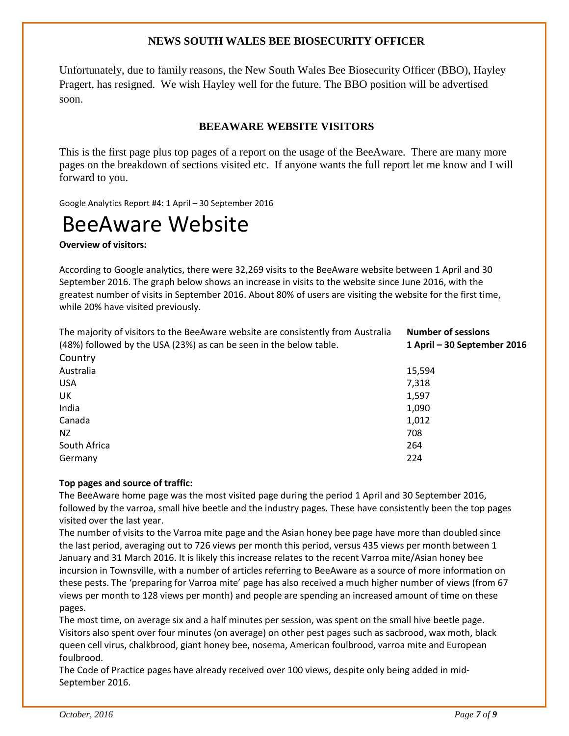## NEWS SOUTH WALES BEE BIOSECURITY OFFICER

Unfortunately, due to family reasons, the New South Wales Bee Biosecurity Officer (BBO), Hayley Pragert, has resigned. We wish Hayley well for the future. The BBO position will be advertised soon.

## BEEAWARE WEBSITE VISITORS

This is the first page plus top pages of a report on the usage of the BeeAware. There are many more pages on the breakdown of sections visited etc. If anyone wants the full report let me know and I will forward to you.

Google Analytics Report #4: 1 April – 30 September 2016

# BeeAware Website

**Overview of visitors:**

According to Google analytics, there were 32,269 visits to the BeeAware website between 1 April and 30 September 2016. The graph below shows an increase in visits to the website since June 2016, with the greatest number of visits in September 2016. About 80% of users are visiting the website for the first time, while 20% have visited previously.

The majority of visitors to the BeeAware website are consistently from Australia (48%) followed by the USA (23%) as can be seen in the below table.

| Country | **Number of sessions 1 April – 30 September 2016** |
|---|---|
| Australia | 15,594 |
| USA | 7,318 |
| UK | 1,597 |
| India | 1,090 |
| Canada | 1,012 |
| NZ | 708 |
| South Africa | 264 |
| Germany | 224 |

**Top pages and source of traffic:**

The BeeAware home page was the most visited page during the period 1 April and 30 September 2016, followed by the varroa, small hive beetle and the industry pages. These have consistently been the top pages visited over the last year.

The number of visits to the Varroa mite page and the Asian honey bee page have more than doubled since the last period, averaging out to 726 views per month this period, versus 435 views per month between 1 January and 31 March 2016. It is likely this increase relates to the recent Varroa mite/Asian honey bee incursion in Townsville, with a number of articles referring to BeeAware as a source of more information on these pests. The 'preparing for Varroa mite' page has also received a much higher number of views (from 67 views per month to 128 views per month) and people are spending an increased amount of time on these pages.

The most time, on average six and a half minutes per session, was spent on the small hive beetle page. Visitors also spent over four minutes (on average) on other pest pages such as sacbrood, wax moth, black queen cell virus, chalkbrood, giant honey bee, nosema, American foulbrood, varroa mite and European foulbrood.

The Code of Practice pages have already received over 100 views, despite only being added in mid-September 2016.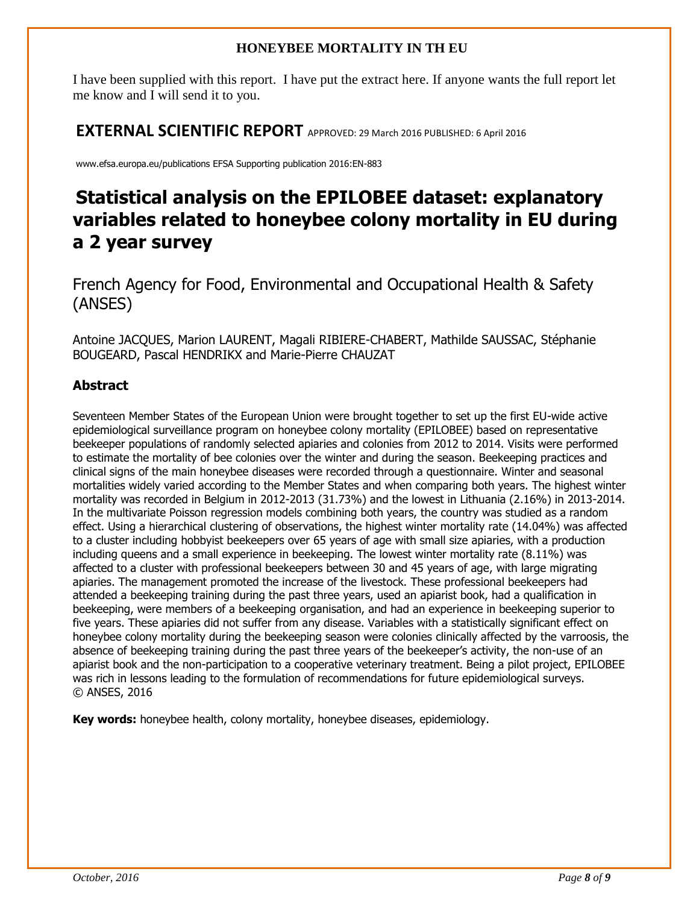**HONEYBEE MORTALITY IN TH EU**

I have been supplied with this report. I have put the extract here. If anyone wants the full report let me know and I will send it to you.

**EXTERNAL SCIENTIFIC REPORT** APPROVED: 29 March 2016 PUBLISHED: 6 April 2016

www.efsa.europa.eu/publications EFSA Supporting publication 2016:EN-883

# Statistical analysis on the EPILOBEE dataset: explanatory variables related to honeybee colony mortality in EU during a 2 year survey

French Agency for Food, Environmental and Occupational Health & Safety (ANSES)

Antoine JACQUES, Marion LAURENT, Magali RIBIERE-CHABERT, Mathilde SAUSSAC, Stéphanie BOUGEARD, Pascal HENDRIKX and Marie-Pierre CHAUZAT

## Abstract

Seventeen Member States of the European Union were brought together to set up the first EU-wide active epidemiological surveillance program on honeybee colony mortality (EPILOBEE) based on representative beekeeper populations of randomly selected apiaries and colonies from 2012 to 2014. Visits were performed to estimate the mortality of bee colonies over the winter and during the season. Beekeeping practices and clinical signs of the main honeybee diseases were recorded through a questionnaire. Winter and seasonal mortalities widely varied according to the Member States and when comparing both years. The highest winter mortality was recorded in Belgium in 2012-2013 (31.73%) and the lowest in Lithuania (2.16%) in 2013-2014. In the multivariate Poisson regression models combining both years, the country was studied as a random effect. Using a hierarchical clustering of observations, the highest winter mortality rate (14.04%) was affected to a cluster including hobbyist beekeepers over 65 years of age with small size apiaries, with a production including queens and a small experience in beekeeping. The lowest winter mortality rate (8.11%) was affected to a cluster with professional beekeepers between 30 and 45 years of age, with large migrating apiaries. The management promoted the increase of the livestock. These professional beekeepers had attended a beekeeping training during the past three years, used an apiarist book, had a qualification in beekeeping, were members of a beekeeping organisation, and had an experience in beekeeping superior to five years. These apiaries did not suffer from any disease. Variables with a statistically significant effect on honeybee colony mortality during the beekeeping season were colonies clinically affected by the varroosis, the absence of beekeeping training during the past three years of the beekeeper's activity, the non-use of an apiarist book and the non-participation to a cooperative veterinary treatment. Being a pilot project, EPILOBEE was rich in lessons leading to the formulation of recommendations for future epidemiological surveys.
© ANSES, 2016

**Key words:** honeybee health, colony mortality, honeybee diseases, epidemiology.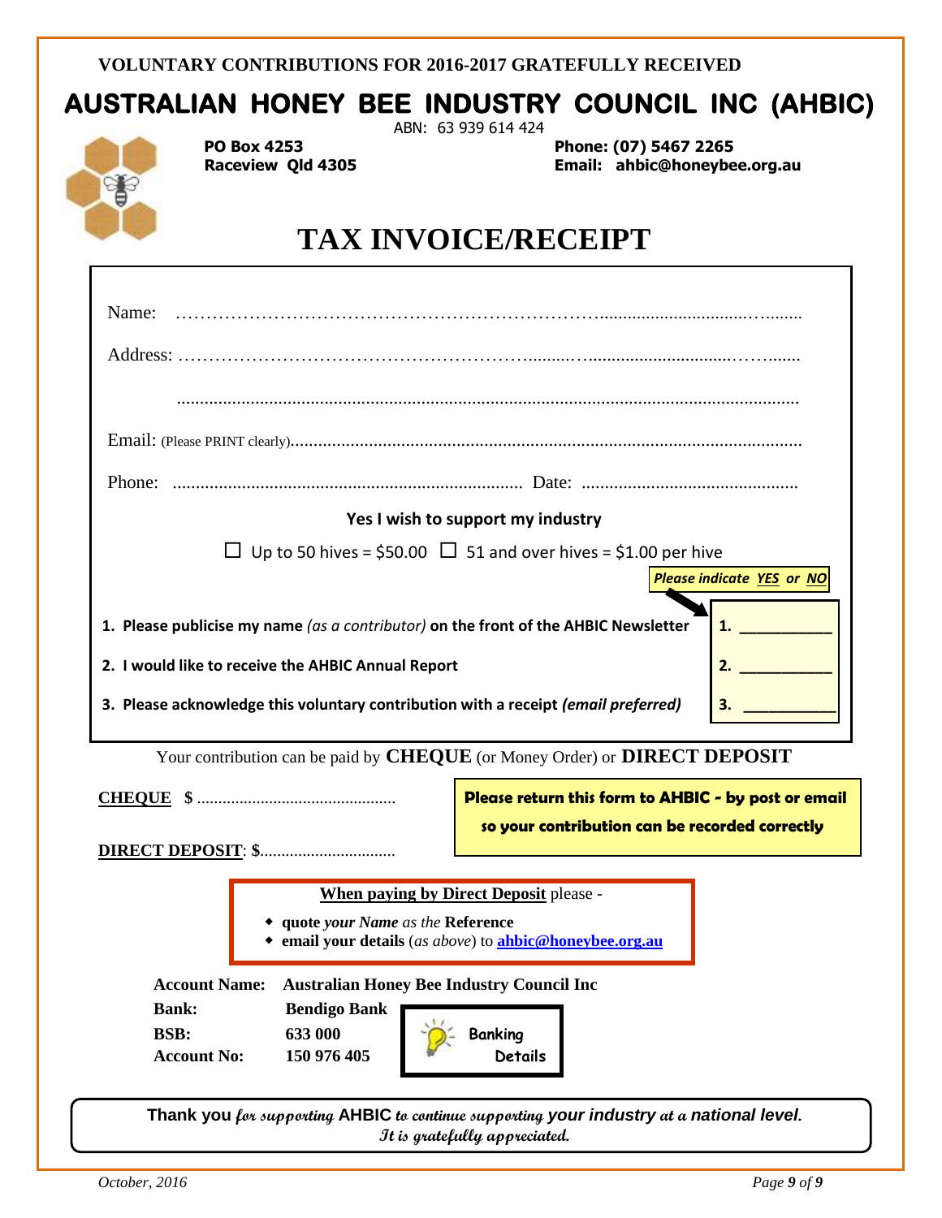**VOLUNTARY CONTRIBUTIONS FOR 2016-2017 GRATEFULLY RECEIVED**

# AUSTRALIAN HONEY BEE INDUSTRY COUNCIL INC (AHBIC)

ABN: 63 939 614 424

**PO Box 4253**
**Raceview Qld 4305**

**Phone: (07) 5467 2265**
**Email: ahbic@honeybee.org.au**

# TAX INVOICE/RECEIPT

Name: ……………………………………………………………………………………………

Address: ……………………………………………………………………………………………

……………………………………………………………………………………………

Email: (Please PRINT clearly)……………………………………………………………………

Phone: …………………………………………… Date: ………………………………………

**Yes I wish to support my industry**

☐ Up to 50 hives = $50.00 ☐ 51 and over hives = $1.00 per hive

***Please indicate YES or NO***

| | |
|---|---|
| **1. Please publicise my name** *(as a contributor)* **on the front of the AHBIC Newsletter** | **1.** __________ |
| **2. I would like to receive the AHBIC Annual Report** | **2.** __________ |
| **3. Please acknowledge this voluntary contribution with a receipt** ***(email preferred)*** | **3.** __________ |

Your contribution can be paid by **CHEQUE** (or Money Order) or **DIRECT DEPOSIT**

**CHEQUE $** ………………………………

**DIRECT DEPOSIT: $**………………………………

**Please return this form to AHBIC - by post or email so your contribution can be recorded correctly**

**When paying by Direct Deposit** please -

- **quote** ***your Name*** *as the* **Reference**
- **email your details** (*as above*) to **ahbic@honeybee.org.au**

**Banking Details**

| | |
|---|---|
| **Account Name:** | **Australian Honey Bee Industry Council Inc** |
| **Bank:** | **Bendigo Bank** |
| **BSB:** | **633 000** |
| **Account No:** | **150 976 405** |

**Thank you** *for supporting* **AHBIC** *to continue supporting* ***your industry*** *at a* ***national level.*** *It is gratefully appreciated.*

*October, 2016*